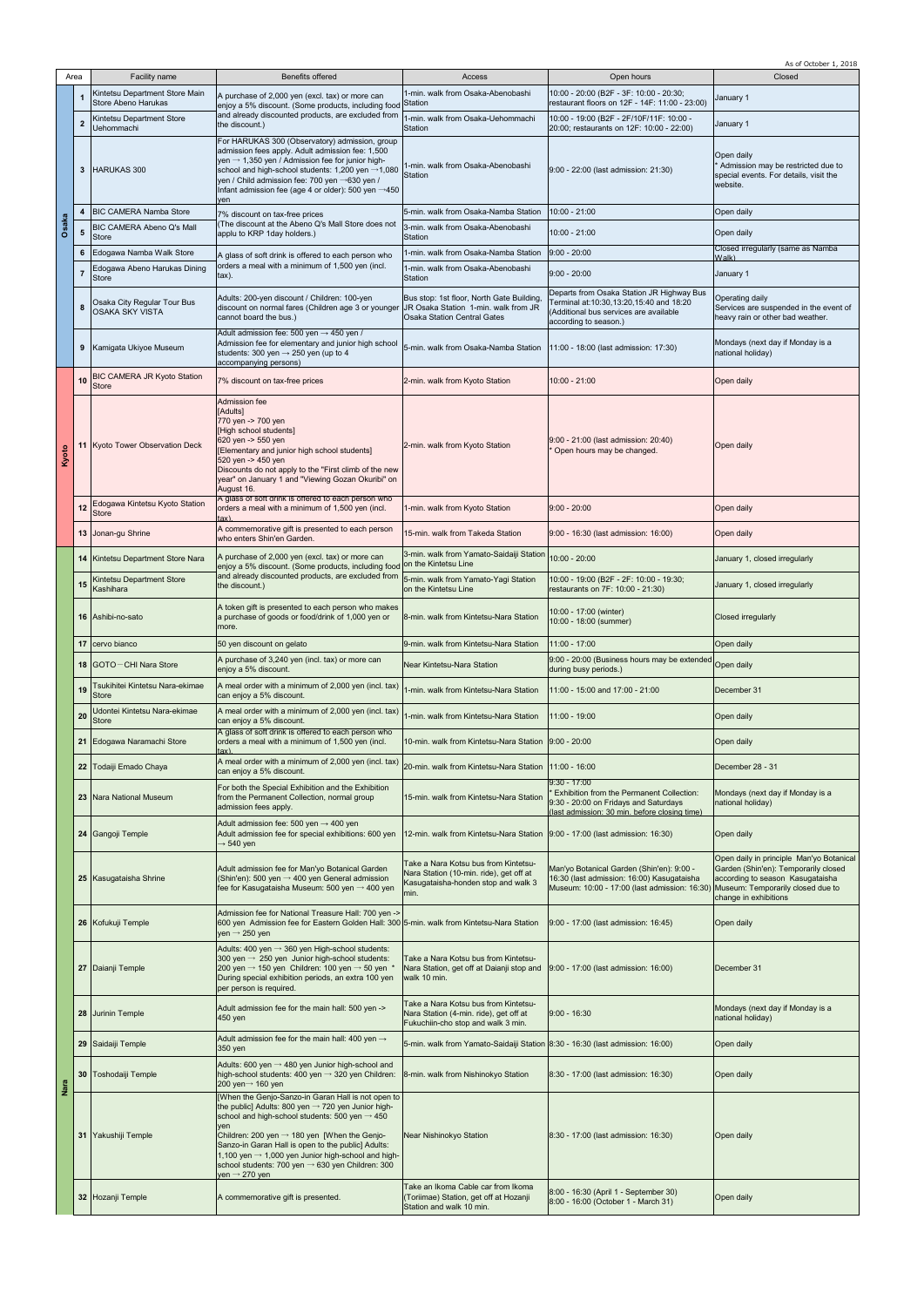As of October 1, 2018

| Area | | Facility name | Benefits offered | Access | Open hours | Closed |
|---|---|---|---|---|---|---|
| Osaka | 1 | Kintetsu Department Store Main Store Abeno Harukas | A purchase of 2,000 yen (excl. tax) or more can enjoy a 5% discount. (Some products, including food and already discounted products, are excluded from the discount.) | 1-min. walk from Osaka-Abenobashi Station | 10:00 - 20:00 (B2F - 3F: 10:00 - 20:30; restaurant floors on 12F - 14F: 11:00 - 23:00) | January 1 |
| | 2 | Kintetsu Department Store Uehommachi | | 1-min. walk from Osaka-Uehommachi Station | 10:00 - 19:00 (B2F - 2F/10F/11F: 10:00 - 20:00; restaurants on 12F: 10:00 - 22:00) | January 1 |
| | 3 | HARUKAS 300 | For HARUKAS 300 (Observatory) admission, group admission fees apply. Adult admission fee: 1,500 yen → 1,350 yen / Admission fee for junior high-school and high-school students: 1,200 yen →1,080 yen / Child admission fee: 700 yen →630 yen / Infant admission fee (age 4 or older): 500 yen →450 yen | 1-min. walk from Osaka-Abenobashi Station | 9:00 - 22:00 (last admission: 21:30) | Open daily * Admission may be restricted due to special events. For details, visit the website. |
| | 4 | BIC CAMERA Namba Store | 7% discount on tax-free prices (The discount at the Abeno Q's Mall Store does not applu to KRP 1day holders.) | 5-min. walk from Osaka-Namba Station | 10:00 - 21:00 | Open daily |
| | 5 | BIC CAMERA Abeno Q's Mall Store | | 3-min. walk from Osaka-Abenobashi Station | 10:00 - 21:00 | Open daily |
| | 6 | Edogawa Namba Walk Store | A glass of soft drink is offered to each person who orders a meal with a minimum of 1,500 yen (incl. tax). | 1-min. walk from Osaka-Namba Station | 9:00 - 20:00 | Closed irregularly (same as Namba Walk) |
| | 7 | Edogawa Abeno Harukas Dining Store | | 1-min. walk from Osaka-Abenobashi Station | 9:00 - 20:00 | January 1 |
| | 8 | Osaka City Regular Tour Bus OSAKA SKY VISTA | Adults: 200-yen discount / Children: 100-yen discount on normal fares (Children age 3 or younger cannot board the bus.) | Bus stop: 1st floor, North Gate Building, JR Osaka Station 1-min. walk from JR Osaka Station Central Gates | Departs from Osaka Station JR Highway Bus Terminal at:10:30,13:20,15:40 and 18:20 (Additional bus services are available according to season.) | Operating daily Services are suspended in the event of heavy rain or other bad weather. |
| | 9 | Kamigata Ukiyoe Museum | Adult admission fee: 500 yen → 450 yen / Admission fee for elementary and junior high school students: 300 yen → 250 yen (up to 4 accompanying persons) | 5-min. walk from Osaka-Namba Station | 11:00 - 18:00 (last admission: 17:30) | Mondays (next day if Monday is a national holiday) |
| Kyoto | 10 | BIC CAMERA JR Kyoto Station Store | 7% discount on tax-free prices | 2-min. walk from Kyoto Station | 10:00 - 21:00 | Open daily |
| | 11 | Kyoto Tower Observation Deck | Admission fee [Adults] 770 yen -> 700 yen [High school students] 620 yen -> 550 yen [Elementary and junior high school students] 520 yen -> 450 yen Discounts do not apply to the "First climb of the new year" on January 1 and "Viewing Gozan Okuribi" on August 16. | 2-min. walk from Kyoto Station | 9:00 - 21:00 (last admission: 20:40) * Open hours may be changed. | Open daily |
| | 12 | Edogawa Kintetsu Kyoto Station Store | A glass of soft drink is offered to each person who orders a meal with a minimum of 1,500 yen (incl. tax). | 1-min. walk from Kyoto Station | 9:00 - 20:00 | Open daily |
| | 13 | Jonan-gu Shrine | A commemorative gift is presented to each person who enters Shin'en Garden. | 15-min. walk from Takeda Station | 9:00 - 16:30 (last admission: 16:00) | Open daily |
| Nara | 14 | Kintetsu Department Store Nara | A purchase of 2,000 yen (excl. tax) or more can enjoy a 5% discount. (Some products, including food and already discounted products, are excluded from the discount.) | 3-min. walk from Yamato-Saidaiji Station on the Kintetsu Line | 10:00 - 20:00 | January 1, closed irregularly |
| | 15 | Kintetsu Department Store Kashihara | | 5-min. walk from Yamato-Yagi Station on the Kintetsu Line | 10:00 - 19:00 (B2F - 2F: 10:00 - 19:30; restaurants on 7F: 10:00 - 21:30) | January 1, closed irregularly |
| | 16 | Ashibi-no-sato | A token gift is presented to each person who makes a purchase of goods or food/drink of 1,000 yen or more. | 8-min. walk from Kintetsu-Nara Station | 10:00 - 17:00 (winter) 10:00 - 18:00 (summer) | Closed irregularly |
| | 17 | cervo bianco | 50 yen discount on gelato | 9-min. walk from Kintetsu-Nara Station | 11:00 - 17:00 | Open daily |
| | 18 | GOTO－CHI Nara Store | A purchase of 3,240 yen (incl. tax) or more can enjoy a 5% discount. | Near Kintetsu-Nara Station | 9:00 - 20:00 (Business hours may be extended during busy periods.) | Open daily |
| | 19 | Tsukihitei Kintetsu Nara-ekimae Store | A meal order with a minimum of 2,000 yen (incl. tax) can enjoy a 5% discount. | 1-min. walk from Kintetsu-Nara Station | 11:00 - 15:00 and 17:00 - 21:00 | December 31 |
| | 20 | Udontei Kintetsu Nara-ekimae Store | A meal order with a minimum of 2,000 yen (incl. tax) can enjoy a 5% discount. | 1-min. walk from Kintetsu-Nara Station | 11:00 - 19:00 | Open daily |
| | 21 | Edogawa Naramachi Store | A glass of soft drink is offered to each person who orders a meal with a minimum of 1,500 yen (incl. tax). | 10-min. walk from Kintetsu-Nara Station | 9:00 - 20:00 | Open daily |
| | 22 | Todaiji Emado Chaya | A meal order with a minimum of 2,000 yen (incl. tax) can enjoy a 5% discount. | 20-min. walk from Kintetsu-Nara Station | 11:00 - 16:00 | December 28 - 31 |
| | 23 | Nara National Museum | For both the Special Exhibition and the Exhibition from the Permanent Collection, normal group admission fees apply. | 15-min. walk from Kintetsu-Nara Station | 9:30 - 17:00 * Exhibition from the Permanent Collection: 9:30 - 20:00 on Fridays and Saturdays (last admission: 30 min. before closing time) | Mondays (next day if Monday is a national holiday) |
| | 24 | Gangoji Temple | Adult admission fee: 500 yen → 400 yen Adult admission fee for special exhibitions: 600 yen → 540 yen | 12-min. walk from Kintetsu-Nara Station | 9:00 - 17:00 (last admission: 16:30) | Open daily |
| | 25 | Kasugataisha Shrine | Adult admission fee for Man'yo Botanical Garden (Shin'en): 500 yen → 400 yen General admission fee for Kasugataisha Museum: 500 yen → 400 yen | Take a Nara Kotsu bus from Kintetsu-Nara Station (10-min. ride), get off at Kasugataisha-honden stop and walk 3 min. | Man'yo Botanical Garden (Shin'en): 9:00 - 16:30 (last admission: 16:00) Kasugataisha Museum: 10:00 - 17:00 (last admission: 16:30) | Open daily in principle Man'yo Botanical Garden (Shin'en): Temporarily closed according to season Kasugataisha Museum: Temporarily closed due to change in exhibitions |
| | 26 | Kofukuji Temple | Admission fee for National Treasure Hall: 700 yen -> 600 yen Admission fee for Eastern Golden Hall: 300 yen → 250 yen | 5-min. walk from Kintetsu-Nara Station | 9:00 - 17:00 (last admission: 16:45) | Open daily |
| | 27 | Daianji Temple | Adults: 400 yen → 360 yen High-school students: 300 yen → 250 yen Junior high-school students: 200 yen → 150 yen Children: 100 yen → 50 yen * During special exhibition periods, an extra 100 yen per person is required. | Take a Nara Kotsu bus from Kintetsu-Nara Station, get off at Daianji stop and walk 10 min. | 9:00 - 17:00 (last admission: 16:00) | December 31 |
| | 28 | Jurinin Temple | Adult admission fee for the main hall: 500 yen -> 450 yen | Take a Nara Kotsu bus from Kintetsu-Nara Station (4-min. ride), get off at Fukuchiin-cho stop and walk 3 min. | 9:00 - 16:30 | Mondays (next day if Monday is a national holiday) |
| | 29 | Saidaiji Temple | Adult admission fee for the main hall: 400 yen → 350 yen | 5-min. walk from Yamato-Saidaiji Station | 8:30 - 16:30 (last admission: 16:00) | Open daily |
| | 30 | Toshodaiji Temple | Adults: 600 yen → 480 yen Junior high-school and high-school students: 400 yen → 320 yen Children: 200 yen→ 160 yen | 8-min. walk from Nishinokyo Station | 8:30 - 17:00 (last admission: 16:30) | Open daily |
| | 31 | Yakushiji Temple | [When the Genjo-Sanzo-in Garan Hall is not open to the public] Adults: 800 yen → 720 yen Junior high-school and high-school students: 500 yen → 450 yen Children: 200 yen → 180 yen [When the Genjo-Sanzo-in Garan Hall is open to the public] Adults: 1,100 yen → 1,000 yen Junior high-school and high-school students: 700 yen → 630 yen Children: 300 yen → 270 yen | Near Nishinokyo Station | 8:30 - 17:00 (last admission: 16:30) | Open daily |
| | 32 | Hozanji Temple | A commemorative gift is presented. | Take an Ikoma Cable car from Ikoma (Toriimae) Station, get off at Hozanji Station and walk 10 min. | 8:00 - 16:30 (April 1 - September 30) 8:00 - 16:00 (October 1 - March 31) | Open daily |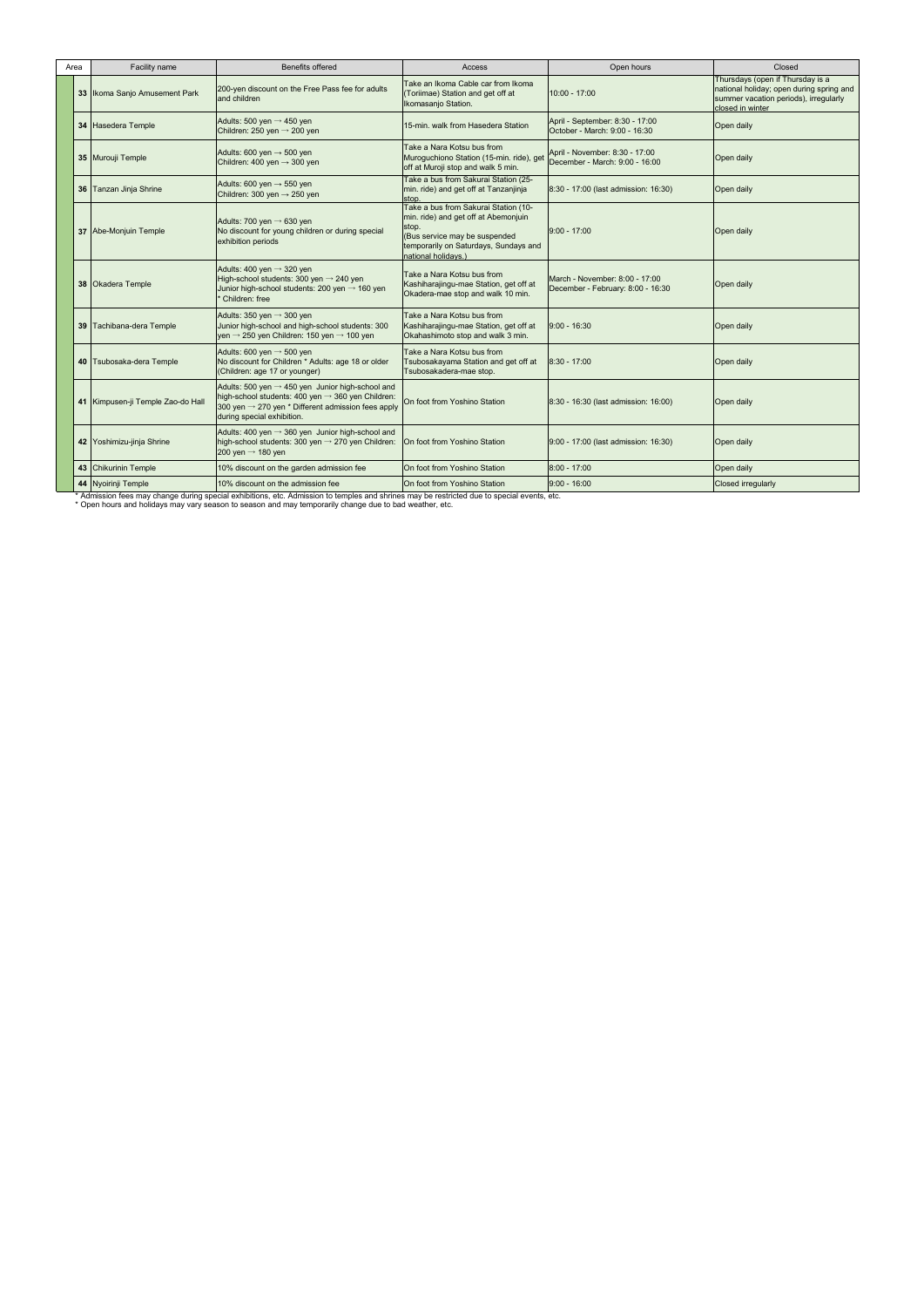| Area | | Facility name | Benefits offered | Access | Open hours | Closed |
|---|---|---|---|---|---|---|
| | 33 | Ikoma Sanjo Amusement Park | 200-yen discount on the Free Pass fee for adults and children | Take an Ikoma Cable car from Ikoma (Toriimae) Station and get off at Ikomasanjo Station. | 10:00 - 17:00 | Thursdays (open if Thursday is a national holiday; open during spring and summer vacation periods), irregularly closed in winter |
| | 34 | Hasedera Temple | Adults: 500 yen → 450 yen<br>Children: 250 yen → 200 yen | 15-min. walk from Hasedera Station | April - September: 8:30 - 17:00<br>October - March: 9:00 - 16:30 | Open daily |
| | 35 | Murouji Temple | Adults: 600 yen → 500 yen<br>Children: 400 yen → 300 yen | Take a Nara Kotsu bus from Muroguchiono Station (15-min. ride), get off at Muroji stop and walk 5 min. | April - November: 8:30 - 17:00<br>December - March: 9:00 - 16:00 | Open daily |
| | 36 | Tanzan Jinja Shrine | Adults: 600 yen → 550 yen<br>Children: 300 yen → 250 yen | Take a bus from Sakurai Station (25-min. ride) and get off at Tanzanjinja stop. | 8:30 - 17:00 (last admission: 16:30) | Open daily |
| | 37 | Abe-Monjuin Temple | Adults: 700 yen → 630 yen<br>No discount for young children or during special exhibition periods | Take a bus from Sakurai Station (10-min. ride) and get off at Abemonjuin stop.<br>(Bus service may be suspended temporarily on Saturdays, Sundays and national holidays.) | 9:00 - 17:00 | Open daily |
| | 38 | Okadera Temple | Adults: 400 yen → 320 yen<br>High-school students: 300 yen → 240 yen<br>Junior high-school students: 200 yen → 160 yen<br>* Children: free | Take a Nara Kotsu bus from Kashiharajingu-mae Station, get off at Okadera-mae stop and walk 10 min. | March - November: 8:00 - 17:00<br>December - February: 8:00 - 16:30 | Open daily |
| | 39 | Tachibana-dera Temple | Adults: 350 yen → 300 yen<br>Junior high-school and high-school students: 300 yen → 250 yen Children: 150 yen → 100 yen | Take a Nara Kotsu bus from Kashiharajingu-mae Station, get off at Okahashimoto stop and walk 3 min. | 9:00 - 16:30 | Open daily |
| | 40 | Tsubosaka-dera Temple | Adults: 600 yen → 500 yen<br>No discount for Children * Adults: age 18 or older (Children: age 17 or younger) | Take a Nara Kotsu bus from Tsubosakayama Station and get off at Tsubosakadera-mae stop. | 8:30 - 17:00 | Open daily |
| | 41 | Kimpusen-ji Temple Zao-do Hall | Adults: 500 yen → 450 yen Junior high-school and high-school students: 400 yen → 360 yen Children: 300 yen → 270 yen * Different admission fees apply during special exhibition. | On foot from Yoshino Station | 8:30 - 16:30 (last admission: 16:00) | Open daily |
| | 42 | Yoshimizu-jinja Shrine | Adults: 400 yen → 360 yen Junior high-school and high-school students: 300 yen → 270 yen Children: 200 yen → 180 yen | On foot from Yoshino Station | 9:00 - 17:00 (last admission: 16:30) | Open daily |
| | 43 | Chikurinin Temple | 10% discount on the garden admission fee | On foot from Yoshino Station | 8:00 - 17:00 | Open daily |
| | 44 | Nyoirinji Temple | 10% discount on the admission fee | On foot from Yoshino Station | 9:00 - 16:00 | Closed irregularly |

* Admission fees may change during special exhibitions, etc. Admission to temples and shrines may be restricted due to special events, etc.
* Open hours and holidays may vary season to season and may temporarily change due to bad weather, etc.